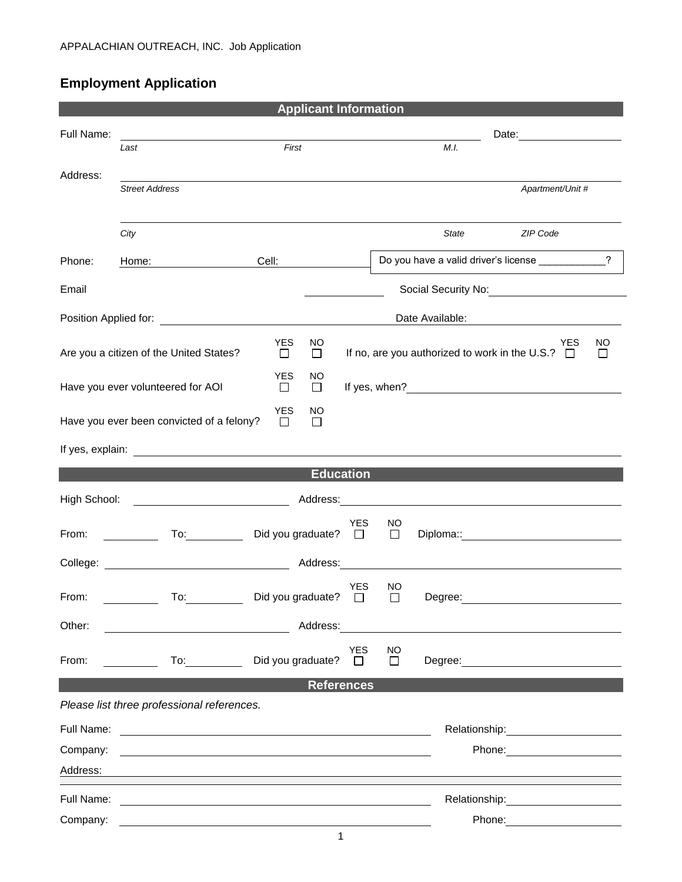APPALACHIAN OUTREACH, INC. Job Application

# Employment Application

## Applicant Information

Full Name: ______________________________ Date: ____________

*Last* *First* *M.I.*

Address: ______________________________

*Street Address* *Apartment/Unit #*

______________________________

*City* *State* *ZIP Code*

Phone: Home: ____________ Cell: ____________

Do you have a valid driver's license ___________?

Email ____________ Social Security No: ____________

Position Applied for: ______________________________ Date Available: ____________

Are you a citizen of the United States? YES ☐ NO ☐ If no, are you authorized to work in the U.S.? YES ☐ NO ☐

Have you ever volunteered for AOI YES ☐ NO ☐ If yes, when? ____________

Have you ever been convicted of a felony? YES ☐ NO ☐

If yes, explain: ______________________________

## Education

High School: ____________ Address: ____________

From: ________ To: ________ Did you graduate? YES ☐ NO ☐ Diploma:: ____________

College: ____________ Address: ____________

From: ________ To: ________ Did you graduate? YES ☐ NO ☐ Degree: ____________

Other: ____________ Address: ____________

From: ________ To: ________ Did you graduate? YES ☐ NO ☐ Degree: ____________

## References

*Please list three professional references.*

Full Name: ______________________________ Relationship: ____________

Company: ______________________________ Phone: ____________

Address: ______________________________

Full Name: ______________________________ Relationship: ____________

Company: ______________________________ Phone: ____________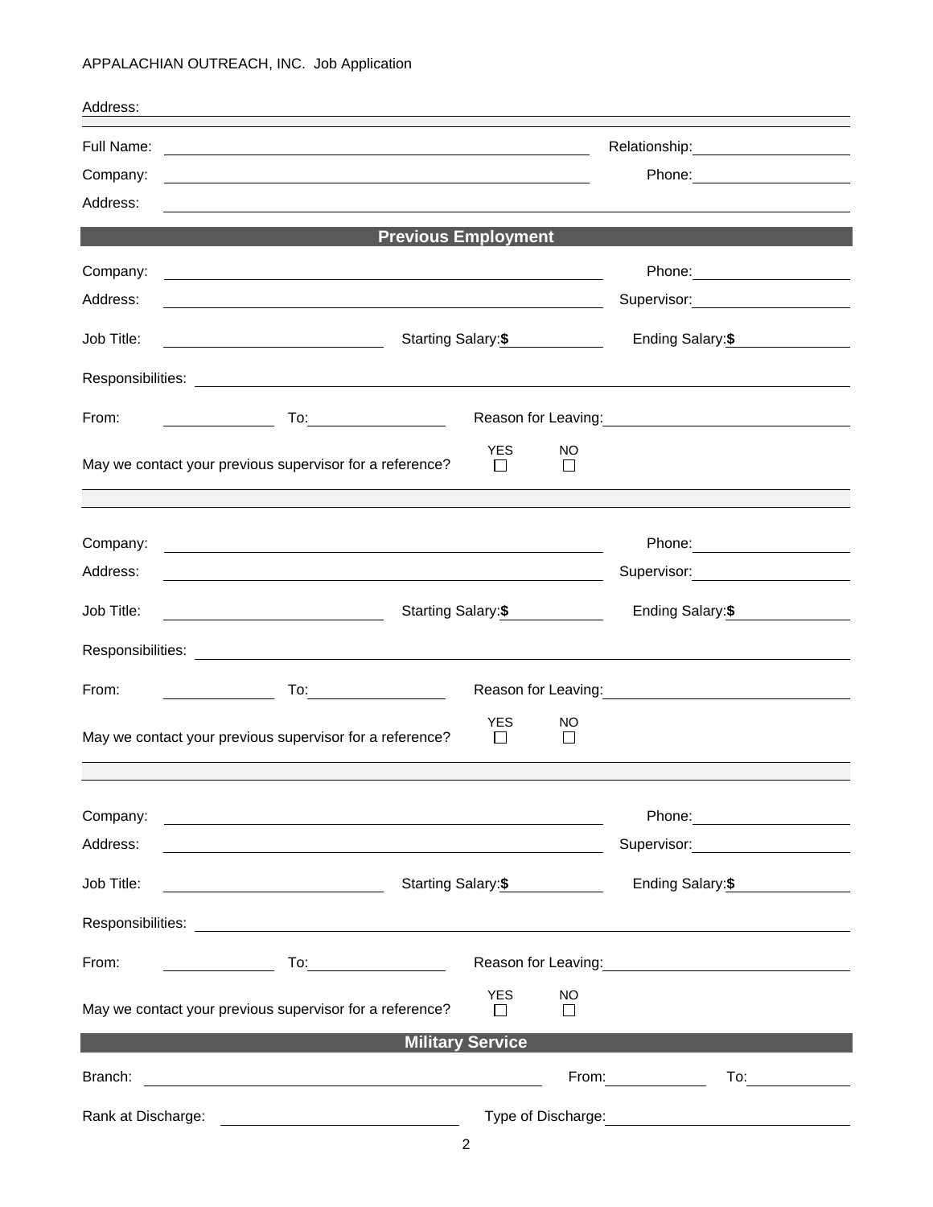Address: ______________________________________________________________

Full Name: ______________________________ Relationship: ________________

Company: ______________________________ Phone: ________________

Address: ______________________________________________________________

## Previous Employment

Company: ______________________________ Phone: ________________

Address: ______________________________ Supervisor: ________________

Job Title: ________________ Starting Salary: $ ________ Ending Salary: $ ________

Responsibilities: ______________________________________________________

From: ________ To: ________ Reason for Leaving: ________________________

May we contact your previous supervisor for a reference? YES ☐ NO ☐

---

Company: ______________________________ Phone: ________________

Address: ______________________________ Supervisor: ________________

Job Title: ________________ Starting Salary: $ ________ Ending Salary: $ ________

Responsibilities: ______________________________________________________

From: ________ To: ________ Reason for Leaving: ________________________

May we contact your previous supervisor for a reference? YES ☐ NO ☐

---

Company: ______________________________ Phone: ________________

Address: ______________________________ Supervisor: ________________

Job Title: ________________ Starting Salary: $ ________ Ending Salary: $ ________

Responsibilities: ______________________________________________________

From: ________ To: ________ Reason for Leaving: ________________________

May we contact your previous supervisor for a reference? YES ☐ NO ☐

## Military Service

Branch: ______________________________ From: ________ To: ________

Rank at Discharge: ________________ Type of Discharge: ________________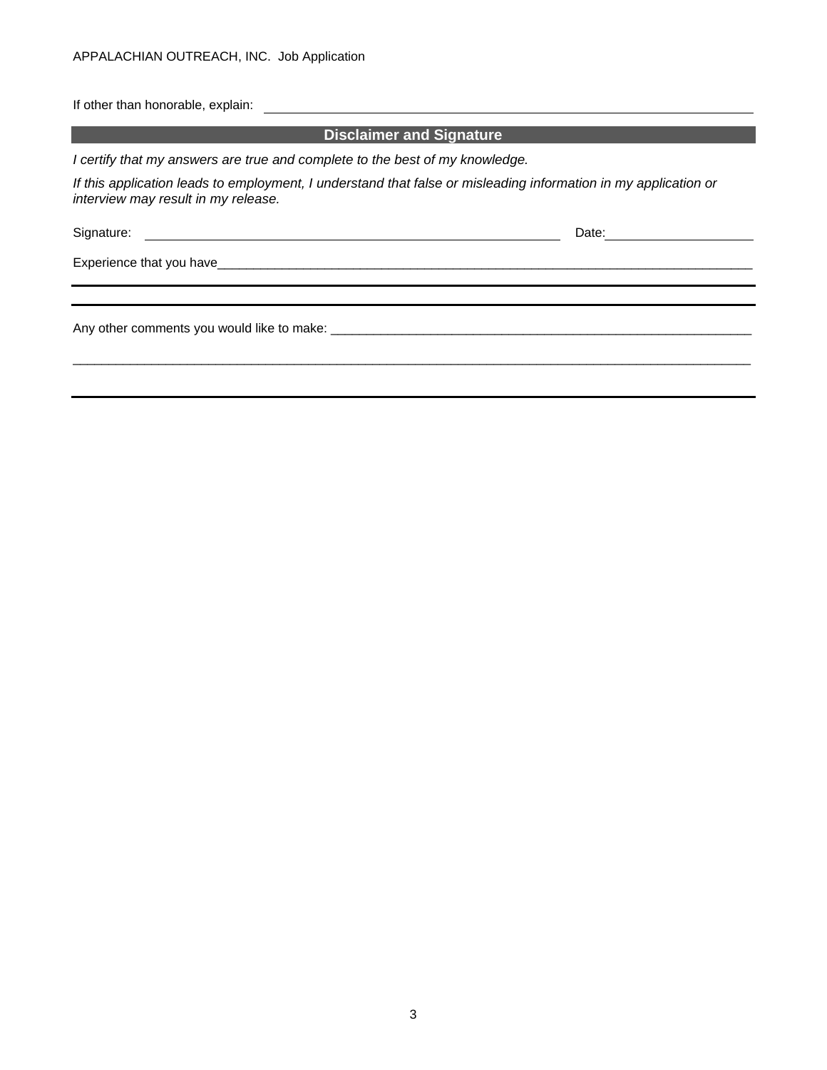If other than honorable, explain: ____________________

## Disclaimer and Signature

*I certify that my answers are true and complete to the best of my knowledge.*

*If this application leads to employment, I understand that false or misleading information in my application or interview may result in my release.*

Signature: ____________________ Date: ____________

Experience that you have____________________________________________________________________________

---

---

Any other comments you would like to make: __________________________________________________________

____________________________________________________________________________________________

---